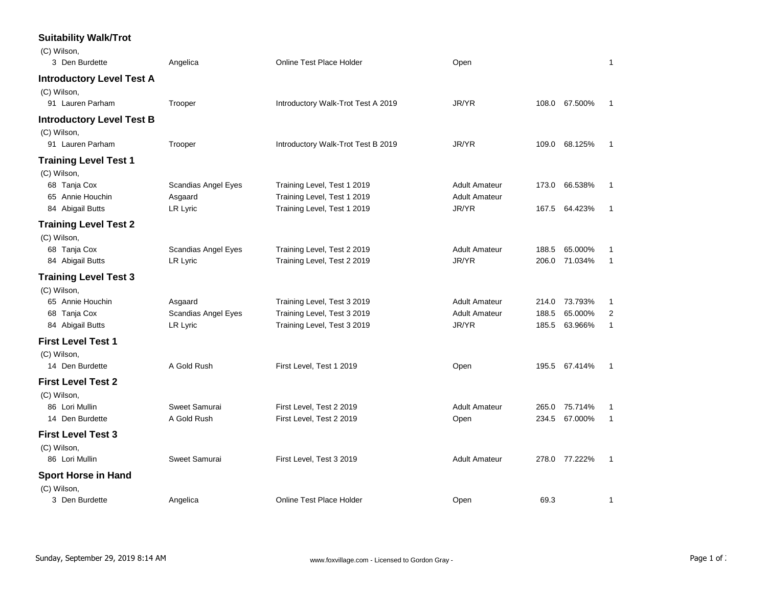### Suitability Walk/Trot

(C) Wilson,

| # | Rider | Horse | Test | Division | Score | Percent | Place |
|---|---|---|---|---|---|---|---|
| 3 | Den Burdette | Angelica | Online Test Place Holder | Open | | | 1 |

### Introductory Level Test A

(C) Wilson,

| # | Rider | Horse | Test | Division | Score | Percent | Place |
|---|---|---|---|---|---|---|---|
| 91 | Lauren Parham | Trooper | Introductory Walk-Trot Test A 2019 | JR/YR | 108.0 | 67.500% | 1 |

### Introductory Level Test B

(C) Wilson,

| # | Rider | Horse | Test | Division | Score | Percent | Place |
|---|---|---|---|---|---|---|---|
| 91 | Lauren Parham | Trooper | Introductory Walk-Trot Test B 2019 | JR/YR | 109.0 | 68.125% | 1 |

### Training Level Test 1

(C) Wilson,

| # | Rider | Horse | Test | Division | Score | Percent | Place |
|---|---|---|---|---|---|---|---|
| 68 | Tanja Cox | Scandias Angel Eyes | Training Level, Test 1 2019 | Adult Amateur | 173.0 | 66.538% | 1 |
| 65 | Annie Houchin | Asgaard | Training Level, Test 1 2019 | Adult Amateur | | | |
| 84 | Abigail Butts | LR Lyric | Training Level, Test 1 2019 | JR/YR | 167.5 | 64.423% | 1 |

### Training Level Test 2

(C) Wilson,

| # | Rider | Horse | Test | Division | Score | Percent | Place |
|---|---|---|---|---|---|---|---|
| 68 | Tanja Cox | Scandias Angel Eyes | Training Level, Test 2 2019 | Adult Amateur | 188.5 | 65.000% | 1 |
| 84 | Abigail Butts | LR Lyric | Training Level, Test 2 2019 | JR/YR | 206.0 | 71.034% | 1 |

### Training Level Test 3

(C) Wilson,

| # | Rider | Horse | Test | Division | Score | Percent | Place |
|---|---|---|---|---|---|---|---|
| 65 | Annie Houchin | Asgaard | Training Level, Test 3 2019 | Adult Amateur | 214.0 | 73.793% | 1 |
| 68 | Tanja Cox | Scandias Angel Eyes | Training Level, Test 3 2019 | Adult Amateur | 188.5 | 65.000% | 2 |
| 84 | Abigail Butts | LR Lyric | Training Level, Test 3 2019 | JR/YR | 185.5 | 63.966% | 1 |

### First Level Test 1

(C) Wilson,

| # | Rider | Horse | Test | Division | Score | Percent | Place |
|---|---|---|---|---|---|---|---|
| 14 | Den Burdette | A Gold Rush | First Level, Test 1 2019 | Open | 195.5 | 67.414% | 1 |

### First Level Test 2

(C) Wilson,

| # | Rider | Horse | Test | Division | Score | Percent | Place |
|---|---|---|---|---|---|---|---|
| 86 | Lori Mullin | Sweet Samurai | First Level, Test 2 2019 | Adult Amateur | 265.0 | 75.714% | 1 |
| 14 | Den Burdette | A Gold Rush | First Level, Test 2 2019 | Open | 234.5 | 67.000% | 1 |

### First Level Test 3

(C) Wilson,

| # | Rider | Horse | Test | Division | Score | Percent | Place |
|---|---|---|---|---|---|---|---|
| 86 | Lori Mullin | Sweet Samurai | First Level, Test 3 2019 | Adult Amateur | 278.0 | 77.222% | 1 |

### Sport Horse in Hand

(C) Wilson,

| # | Rider | Horse | Test | Division | Score | Percent | Place |
|---|---|---|---|---|---|---|---|
| 3 | Den Burdette | Angelica | Online Test Place Holder | Open | 69.3 | | 1 |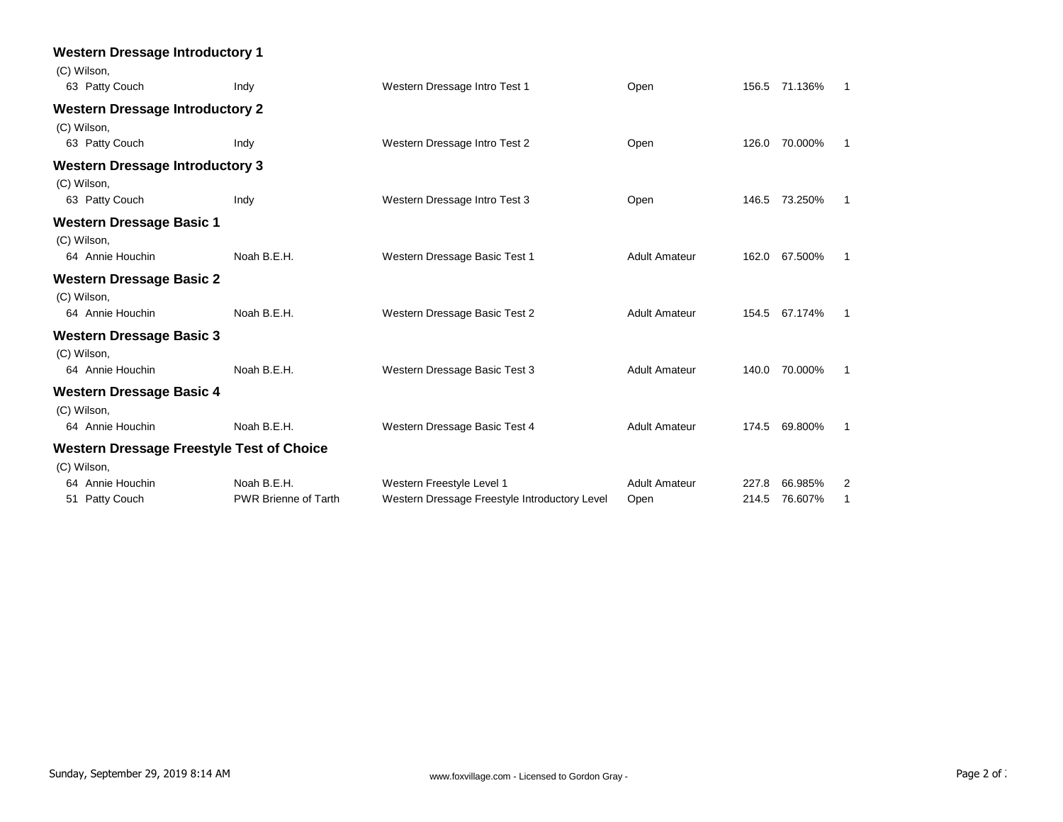## Western Dressage Introductory 1

(C) Wilson,

| | | | | | | |
|---|---|---|---|---|---|---|
| 63 Patty Couch | Indy | Western Dressage Intro Test 1 | Open | 156.5 | 71.136% | 1 |

## Western Dressage Introductory 2

(C) Wilson,

| | | | | | | |
|---|---|---|---|---|---|---|
| 63 Patty Couch | Indy | Western Dressage Intro Test 2 | Open | 126.0 | 70.000% | 1 |

## Western Dressage Introductory 3

(C) Wilson,

| | | | | | | |
|---|---|---|---|---|---|---|
| 63 Patty Couch | Indy | Western Dressage Intro Test 3 | Open | 146.5 | 73.250% | 1 |

## Western Dressage Basic 1

(C) Wilson,

| | | | | | | |
|---|---|---|---|---|---|---|
| 64 Annie Houchin | Noah B.E.H. | Western Dressage Basic Test 1 | Adult Amateur | 162.0 | 67.500% | 1 |

## Western Dressage Basic 2

(C) Wilson,

| | | | | | | |
|---|---|---|---|---|---|---|
| 64 Annie Houchin | Noah B.E.H. | Western Dressage Basic Test 2 | Adult Amateur | 154.5 | 67.174% | 1 |

## Western Dressage Basic 3

(C) Wilson,

| | | | | | | |
|---|---|---|---|---|---|---|
| 64 Annie Houchin | Noah B.E.H. | Western Dressage Basic Test 3 | Adult Amateur | 140.0 | 70.000% | 1 |

## Western Dressage Basic 4

(C) Wilson,

| | | | | | | |
|---|---|---|---|---|---|---|
| 64 Annie Houchin | Noah B.E.H. | Western Dressage Basic Test 4 | Adult Amateur | 174.5 | 69.800% | 1 |

## Western Dressage Freestyle Test of Choice

(C) Wilson,

| | | | | | | |
|---|---|---|---|---|---|---|
| 64 Annie Houchin | Noah B.E.H. | Western Freestyle Level 1 | Adult Amateur | 227.8 | 66.985% | 2 |
| 51 Patty Couch | PWR Brienne of Tarth | Western Dressage Freestyle Introductory Level | Open | 214.5 | 76.607% | 1 |

Sunday, September 29, 2019 8:14 AM

www.foxvillage.com - Licensed to Gordon Gray -